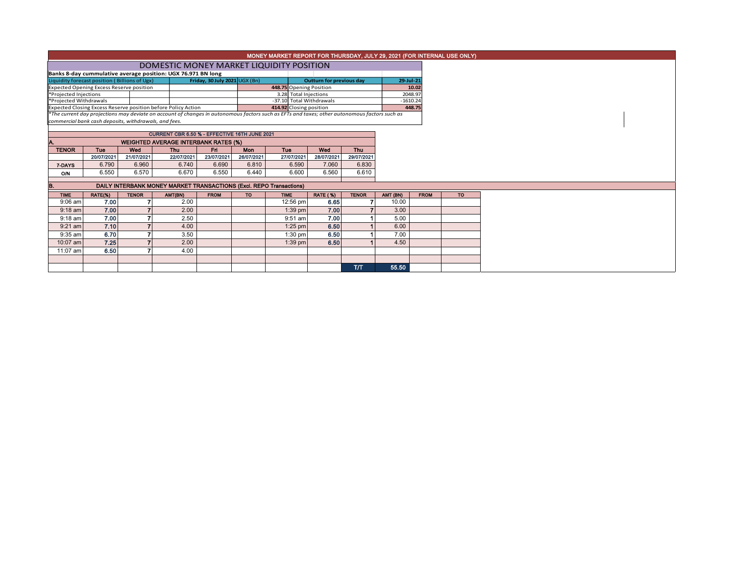# MONEY MARKET REPORT FOR THURSDAY, JULY 29, 2021 (FOR INTERNAL USE ONLY)

## DOMESTIC MONEY MARKET LIQUIDITY POSITION

**Banks 8-day cummulative average position: UGX 76.971 BN long**

| Liquidity forecast position ( Billions of Ugx) | Friday, 30 July 2021 UGX (Bn) | Outturn for previous day | 29-Jul-21 |
|---|---|---|---|
| Expected Opening Excess Reserve position | 448.75 | Opening Position | 10.02 |
| *Projected Injections | 3.28 | Total Injections | 2048.97 |
| *Projected Withdrawals | -37.10 | Total Withdrawals | -1610.24 |
| Expected Closing Excess Reserve position before Policy Action | 414.92 | Closing position | 448.75 |

*The current day projections may deviate on account of changes in autonomous factors such as EFTs and taxes; other autonomous factors such as commercial bank cash deposits, withdrawals, and fees.*

**CURRENT CBR 6.50 % - EFFECTIVE 16TH JUNE 2021**

### A. WEIGHTED AVERAGE INTERBANK RATES (%)

| TENOR | Tue | Wed | Thu | Fri | Mon | Tue | Wed | Thu |
|---|---|---|---|---|---|---|---|---|
| | 20/07/2021 | 21/07/2021 | 22/07/2021 | 23/07/2021 | 26/07/2021 | 27/07/2021 | 28/07/2021 | 29/07/2021 |
| 7-DAYS | 6.790 | 6.960 | 6.740 | 6.690 | 6.810 | 6.590 | 7.060 | 6.830 |
| O/N | 6.550 | 6.570 | 6.670 | 6.550 | 6.440 | 6.600 | 6.560 | 6.610 |

### B. DAILY INTERBANK MONEY MARKET TRANSACTIONS (Excl. REPO Transactions)

| TIME | RATE(%) | TENOR | AMT(BN) | FROM | TO | TIME | RATE (%) | TENOR | AMT (BN) | FROM | TO |
|---|---|---|---|---|---|---|---|---|---|---|---|
| 9:06 am | 7.00 | 7 | 2.00 | | | 12:56 pm | 6.65 | 7 | 10.00 | | |
| 9:18 am | 7.00 | 7 | 2.00 | | | 1:39 pm | 7.00 | 7 | 3.00 | | |
| 9:18 am | 7.00 | 7 | 2.50 | | | 9:51 am | 7.00 | 1 | 5.00 | | |
| 9:21 am | 7.10 | 7 | 4.00 | | | 1:25 pm | 6.50 | 1 | 6.00 | | |
| 9:35 am | 6.70 | 7 | 3.50 | | | 1:30 pm | 6.50 | 1 | 7.00 | | |
| 10:07 am | 7.25 | 7 | 2.00 | | | 1:39 pm | 6.50 | 1 | 4.50 | | |
| 11:07 am | 6.50 | 7 | 4.00 | | | | | | | | |
| | | | | | | | | T/T | 55.50 | | |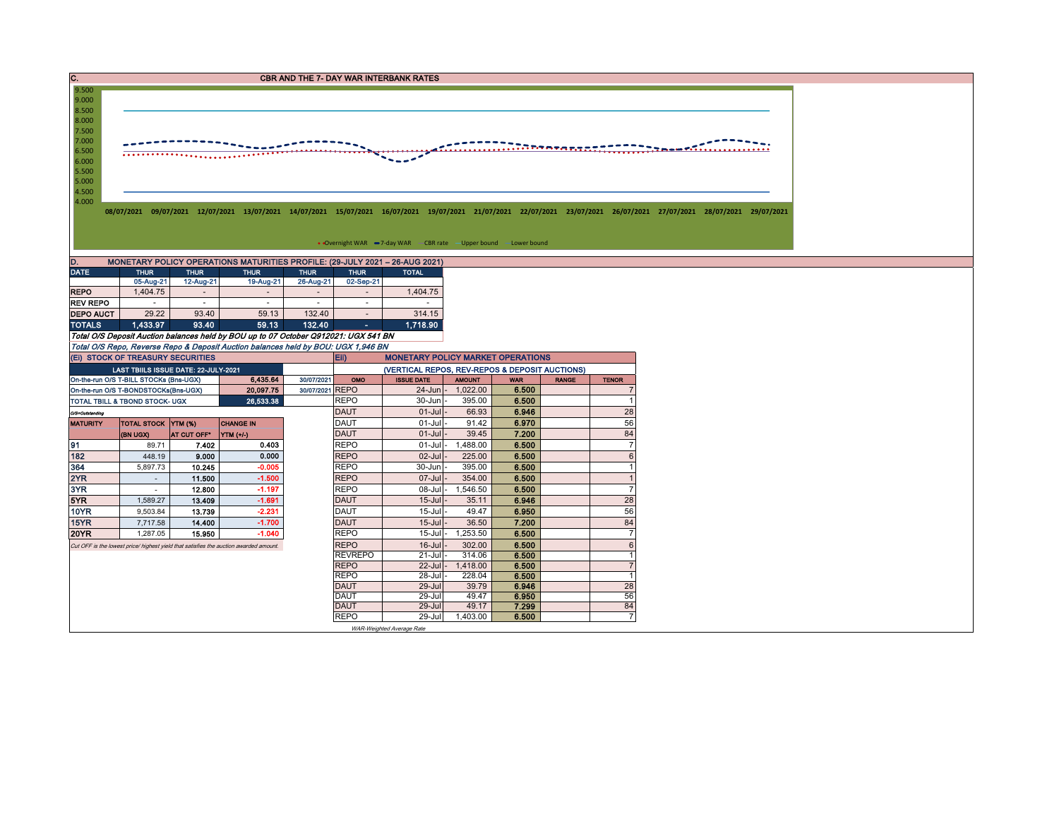## C. CBR AND THE 7- DAY WAR INTERBANK RATES

9.500
9.000
8.500
8.000
7.500
7.000
6.500
6.000
5.500
5.000
4.500
4.000

08/07/2021 09/07/2021 12/07/2021 13/07/2021 14/07/2021 15/07/2021 16/07/2021 19/07/2021 21/07/2021 22/07/2021 23/07/2021 26/07/2021 27/07/2021 28/07/2021 29/07/2021

Overnight WAR, 7-day WAR, CBR rate, Upper bound, Lower bound

## D. MONETARY POLICY OPERATIONS MATURITIES PROFILE: (29-JULY 2021 – 26-AUG 2021)

| DATE | THUR | THUR | THUR | THUR | THUR | TOTAL |
|---|---|---|---|---|---|---|
| | 05-Aug-21 | 12-Aug-21 | 19-Aug-21 | 26-Aug-21 | 02-Sep-21 | |
| REPO | 1,404.75 | - | - | - | - | 1,404.75 |
| REV REPO | - | - | - | - | - | - |
| DEPO AUCT | 29.22 | 93.40 | 59.13 | 132.40 | - | 314.15 |
| TOTALS | 1,433.97 | 93.40 | 59.13 | 132.40 | - | 1,718.90 |

*Total O/S Deposit Auction balances held by BOU up to 07 October Q912021: UGX 541 BN*

*Total O/S Repo, Reverse Repo & Deposit Auction balances held by BOU: UGX 1,946 BN*

### (Ei) STOCK OF TREASURY SECURITIES

| LAST TBIILS ISSUE DATE: 22-JULY-2021 | | |
|---|---|---|
| On-the-run O/S T-BILL STOCKs (Bns-UGX) | 6,435.64 | 30/07/2021 |
| On-the-run O/S T-BONDSTOCKs(Bns-UGX) | 20,097.75 | 30/07/2021 |
| TOTAL TBILL & TBOND STOCK- UGX | 26,533.38 | |

O/S=Outstanding

| MATURITY | TOTAL STOCK (BN UGX) | YTM (%) AT CUT OFF* | CHANGE IN YTM (+/-) |
|---|---|---|---|
| 91 | 89.71 | 7.402 | 0.403 |
| 182 | 448.19 | 9.000 | 0.000 |
| 364 | 5,897.73 | 10.245 | -0.005 |
| 2YR | - | 11.500 | -1.500 |
| 3YR | - | 12.800 | -1.197 |
| 5YR | 1,589.27 | 13.409 | -1.691 |
| 10YR | 9,503.84 | 13.739 | -2.231 |
| 15YR | 7,717.58 | 14.400 | -1.700 |
| 20YR | 1,287.05 | 15.950 | -1.040 |

*Cut OFF is the lowest price/ highest yield that satisfies the auction awarded amount.*

### Eii) MONETARY POLICY MARKET OPERATIONS

(VERTICAL REPOS, REV-REPOS & DEPOSIT AUCTIONS)

| OMO | ISSUE DATE | AMOUNT | WAR | RANGE | TENOR |
|---|---|---|---|---|---|
| REPO | 24-Jun | 1,022.00 | 6.500 | | 7 |
| REPO | 30-Jun | 395.00 | 6.500 | | 1 |
| DAUT | 01-Jul | 66.93 | 6.946 | | 28 |
| DAUT | 01-Jul | 91.42 | 6.970 | | 56 |
| DAUT | 01-Jul | 39.45 | 7.200 | | 84 |
| REPO | 01-Jul | 1,488.00 | 6.500 | | 7 |
| REPO | 02-Jul | 225.00 | 6.500 | | 6 |
| REPO | 30-Jun | 395.00 | 6.500 | | 1 |
| REPO | 07-Jul | 354.00 | 6.500 | | 1 |
| REPO | 08-Jul | 1,546.50 | 6.500 | | 7 |
| DAUT | 15-Jul | 35.11 | 6.946 | | 28 |
| DAUT | 15-Jul | 49.47 | 6.950 | | 56 |
| DAUT | 15-Jul | 36.50 | 7.200 | | 84 |
| REPO | 15-Jul | 1,253.50 | 6.500 | | 7 |
| REPO | 16-Jul | 302.00 | 6.500 | | 6 |
| REVREPO | 21-Jul | 314.06 | 6.500 | | 1 |
| REPO | 22-Jul | 1,418.00 | 6.500 | | 7 |
| REPO | 28-Jul | 228.04 | 6.500 | | 1 |
| DAUT | 29-Jul | 39.79 | 6.946 | | 28 |
| DAUT | 29-Jul | 49.47 | 6.950 | | 56 |
| DAUT | 29-Jul | 49.17 | 7.299 | | 84 |
| REPO | 29-Jul | 1,403.00 | 6.500 | | 7 |

*WAR-Weighted Average Rate*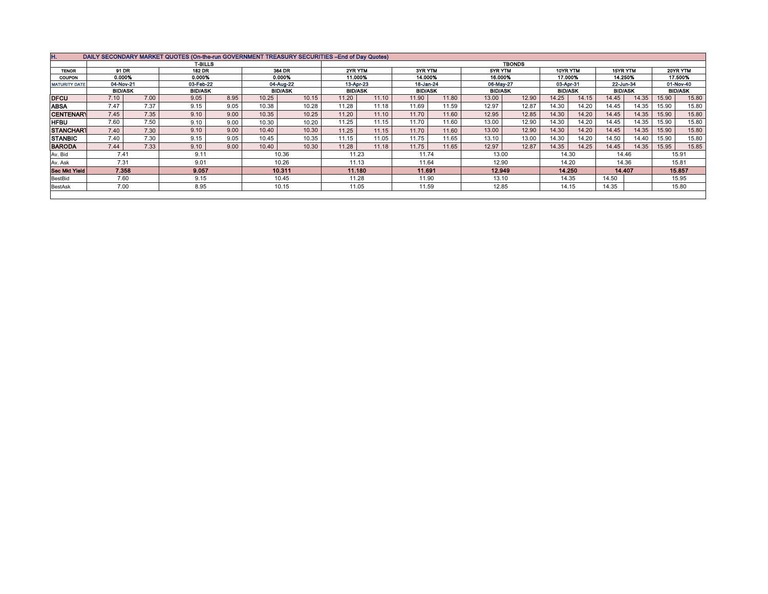| H. | DAILY SECONDARY MARKET QUOTES (On-the-run GOVERNMENT TREASURY SECURITIES –End of Day Quotes) | | | | | | | | | | | | | | | | | |
|---|---|---|---|---|---|---|---|---|---|---|---|---|---|---|---|---|---|---|
| | T-BILLS | | | | | | TBONDS | | | | | | | | | | | |
| TENOR | 91 DR | | 182 DR | | 364 DR | | 2YR YTM | | 3YR YTM | | 5YR YTM | | 10YR YTM | | 15YR YTM | | 20YR YTM | |
| COUPON | 0.000% | | 0.000% | | 0.000% | | 11.000% | | 14.000% | | 16.000% | | 17.000% | | 14.250% | | 17.500% | |
| MATURITY DATE | 04-Nov-21 | | 03-Feb-22 | | 04-Aug-22 | | 13-Apr-23 | | 18-Jan-24 | | 06-May-27 | | 03-Apr-31 | | 22-Jun-34 | | 01-Nov-40 | |
| | BID/ASK | | BID/ASK | | BID/ASK | | BID/ASK | | BID/ASK | | BID/ASK | | BID/ASK | | BID/ASK | | BID/ASK | |
| DFCU | 7.10 | 7.00 | 9.05 | 8.95 | 10.25 | 10.15 | 11.20 | 11.10 | 11.90 | 11.80 | 13.00 | 12.90 | 14.25 | 14.15 | 14.45 | 14.35 | 15.90 | 15.80 |
| ABSA | 7.47 | 7.37 | 9.15 | 9.05 | 10.38 | 10.28 | 11.28 | 11.18 | 11.69 | 11.59 | 12.97 | 12.87 | 14.30 | 14.20 | 14.45 | 14.35 | 15.90 | 15.80 |
| CENTENARY | 7.45 | 7.35 | 9.10 | 9.00 | 10.35 | 10.25 | 11.20 | 11.10 | 11.70 | 11.60 | 12.95 | 12.85 | 14.30 | 14.20 | 14.45 | 14.35 | 15.90 | 15.80 |
| HFBU | 7.60 | 7.50 | 9.10 | 9.00 | 10.30 | 10.20 | 11.25 | 11.15 | 11.70 | 11.60 | 13.00 | 12.90 | 14.30 | 14.20 | 14.45 | 14.35 | 15.90 | 15.80 |
| STANCHART | 7.40 | 7.30 | 9.10 | 9.00 | 10.40 | 10.30 | 11.25 | 11.15 | 11.70 | 11.60 | 13.00 | 12.90 | 14.30 | 14.20 | 14.45 | 14.35 | 15.90 | 15.80 |
| STANBIC | 7.40 | 7.30 | 9.15 | 9.05 | 10.45 | 10.35 | 11.15 | 11.05 | 11.75 | 11.65 | 13.10 | 13.00 | 14.30 | 14.20 | 14.50 | 14.40 | 15.90 | 15.80 |
| BARODA | 7.44 | 7.33 | 9.10 | 9.00 | 10.40 | 10.30 | 11.28 | 11.18 | 11.75 | 11.65 | 12.97 | 12.87 | 14.35 | 14.25 | 14.45 | 14.35 | 15.95 | 15.85 |
| Av. Bid | 7.41 | | 9.11 | | 10.36 | | 11.23 | | 11.74 | | 13.00 | | 14.30 | | 14.46 | | 15.91 | |
| Av. Ask | 7.31 | | 9.01 | | 10.26 | | 11.13 | | 11.64 | | 12.90 | | 14.20 | | 14.36 | | 15.81 | |
| Sec Mkt Yield | 7.358 | | 9.057 | | 10.311 | | 11.180 | | 11.691 | | 12.949 | | 14.250 | | 14.407 | | 15.857 | |
| BestBid | 7.60 | | 9.15 | | 10.45 | | 11.28 | | 11.90 | | 13.10 | | 14.35 | | 14.50 | | 15.95 | |
| BestAsk | 7.00 | | 8.95 | | 10.15 | | 11.05 | | 11.59 | | 12.85 | | 14.15 | | 14.35 | | 15.80 | |